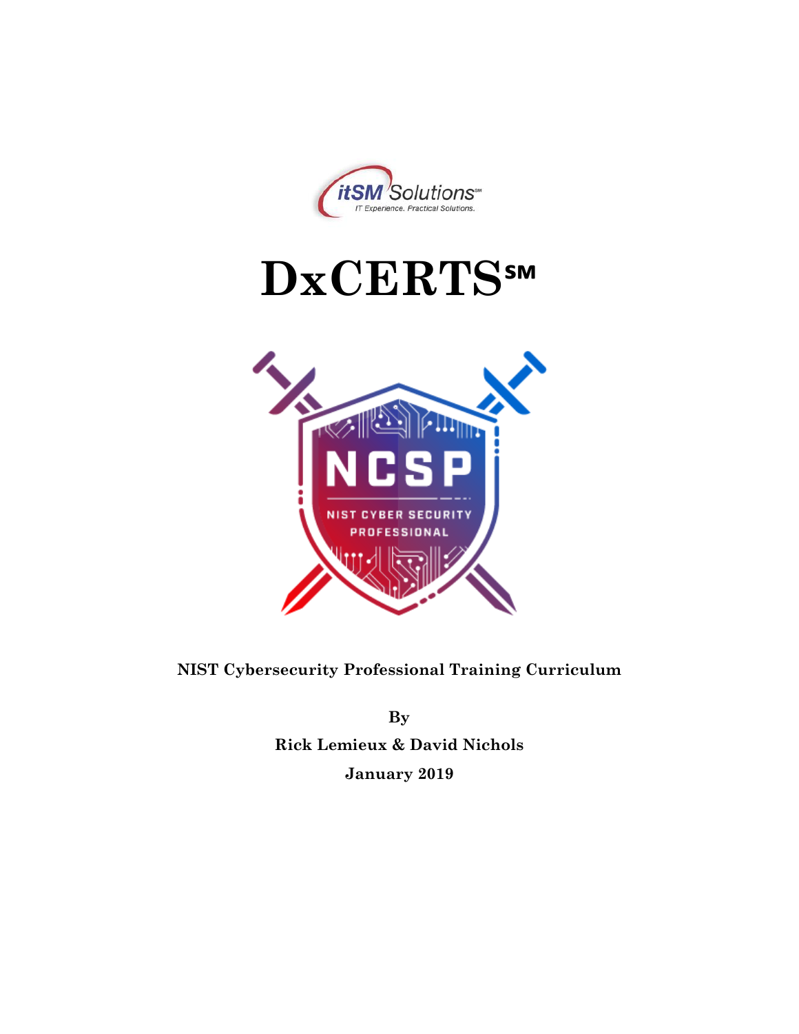itSM Solutions℠

IT Experience. Practical Solutions.

# DxCERTS℠

NCSP

NIST CYBER SECURITY PROFESSIONAL

**NIST Cybersecurity Professional Training Curriculum**

**By**

**Rick Lemieux & David Nichols**

**January 2019**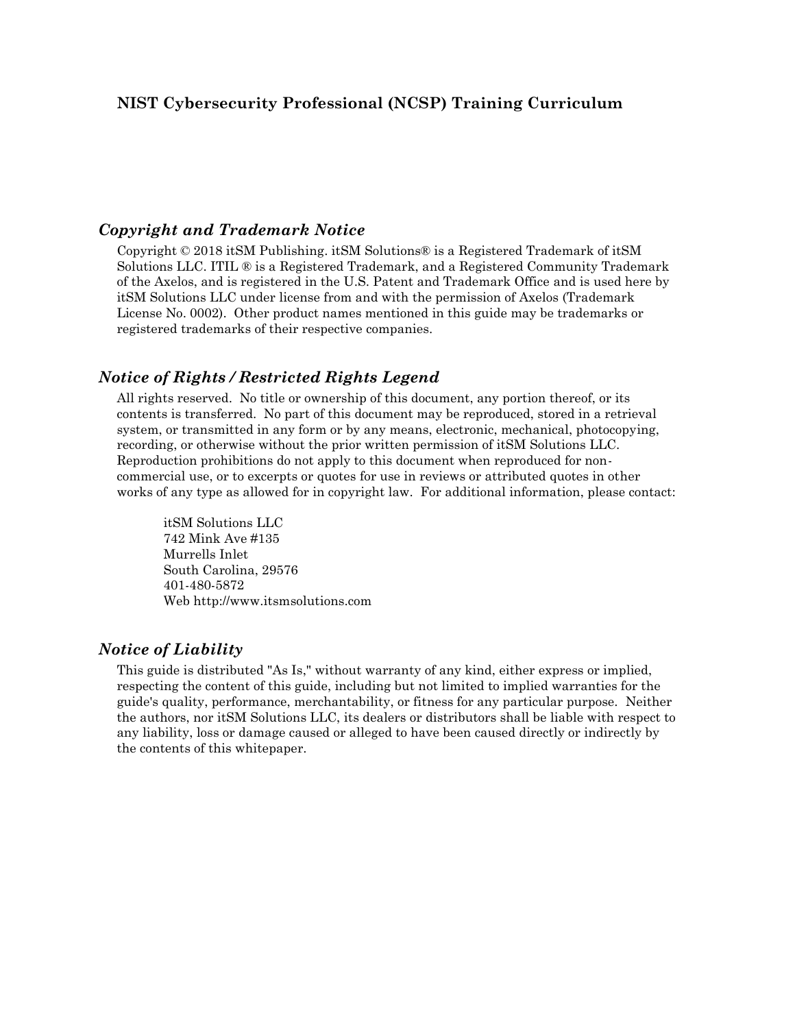**NIST Cybersecurity Professional (NCSP) Training Curriculum**

## *Copyright and Trademark Notice*

Copyright © 2018 itSM Publishing. itSM Solutions® is a Registered Trademark of itSM Solutions LLC. ITIL ® is a Registered Trademark, and a Registered Community Trademark of the Axelos, and is registered in the U.S. Patent and Trademark Office and is used here by itSM Solutions LLC under license from and with the permission of Axelos (Trademark License No. 0002). Other product names mentioned in this guide may be trademarks or registered trademarks of their respective companies.

## *Notice of Rights / Restricted Rights Legend*

All rights reserved. No title or ownership of this document, any portion thereof, or its contents is transferred. No part of this document may be reproduced, stored in a retrieval system, or transmitted in any form or by any means, electronic, mechanical, photocopying, recording, or otherwise without the prior written permission of itSM Solutions LLC. Reproduction prohibitions do not apply to this document when reproduced for non-commercial use, or to excerpts or quotes for use in reviews or attributed quotes in other works of any type as allowed for in copyright law. For additional information, please contact:

itSM Solutions LLC
742 Mink Ave #135
Murrells Inlet
South Carolina, 29576
401-480-5872
Web http://www.itsmsolutions.com

## *Notice of Liability*

This guide is distributed "As Is," without warranty of any kind, either express or implied, respecting the content of this guide, including but not limited to implied warranties for the guide's quality, performance, merchantability, or fitness for any particular purpose. Neither the authors, nor itSM Solutions LLC, its dealers or distributors shall be liable with respect to any liability, loss or damage caused or alleged to have been caused directly or indirectly by the contents of this whitepaper.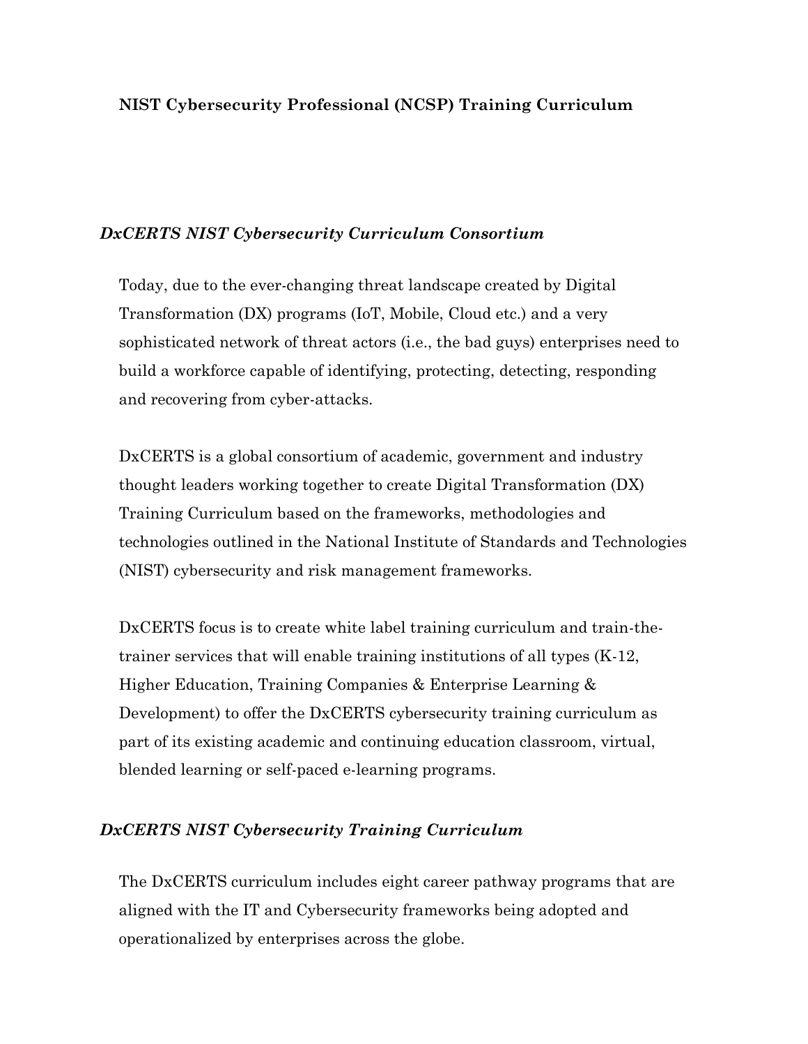# NIST Cybersecurity Professional (NCSP) Training Curriculum

## *DxCERTS NIST Cybersecurity Curriculum Consortium*

Today, due to the ever-changing threat landscape created by Digital Transformation (DX) programs (IoT, Mobile, Cloud etc.) and a very sophisticated network of threat actors (i.e., the bad guys) enterprises need to build a workforce capable of identifying, protecting, detecting, responding and recovering from cyber-attacks.

DxCERTS is a global consortium of academic, government and industry thought leaders working together to create Digital Transformation (DX) Training Curriculum based on the frameworks, methodologies and technologies outlined in the National Institute of Standards and Technologies (NIST) cybersecurity and risk management frameworks.

DxCERTS focus is to create white label training curriculum and train-the-trainer services that will enable training institutions of all types (K-12, Higher Education, Training Companies & Enterprise Learning & Development) to offer the DxCERTS cybersecurity training curriculum as part of its existing academic and continuing education classroom, virtual, blended learning or self-paced e-learning programs.

## *DxCERTS NIST Cybersecurity Training Curriculum*

The DxCERTS curriculum includes eight career pathway programs that are aligned with the IT and Cybersecurity frameworks being adopted and operationalized by enterprises across the globe.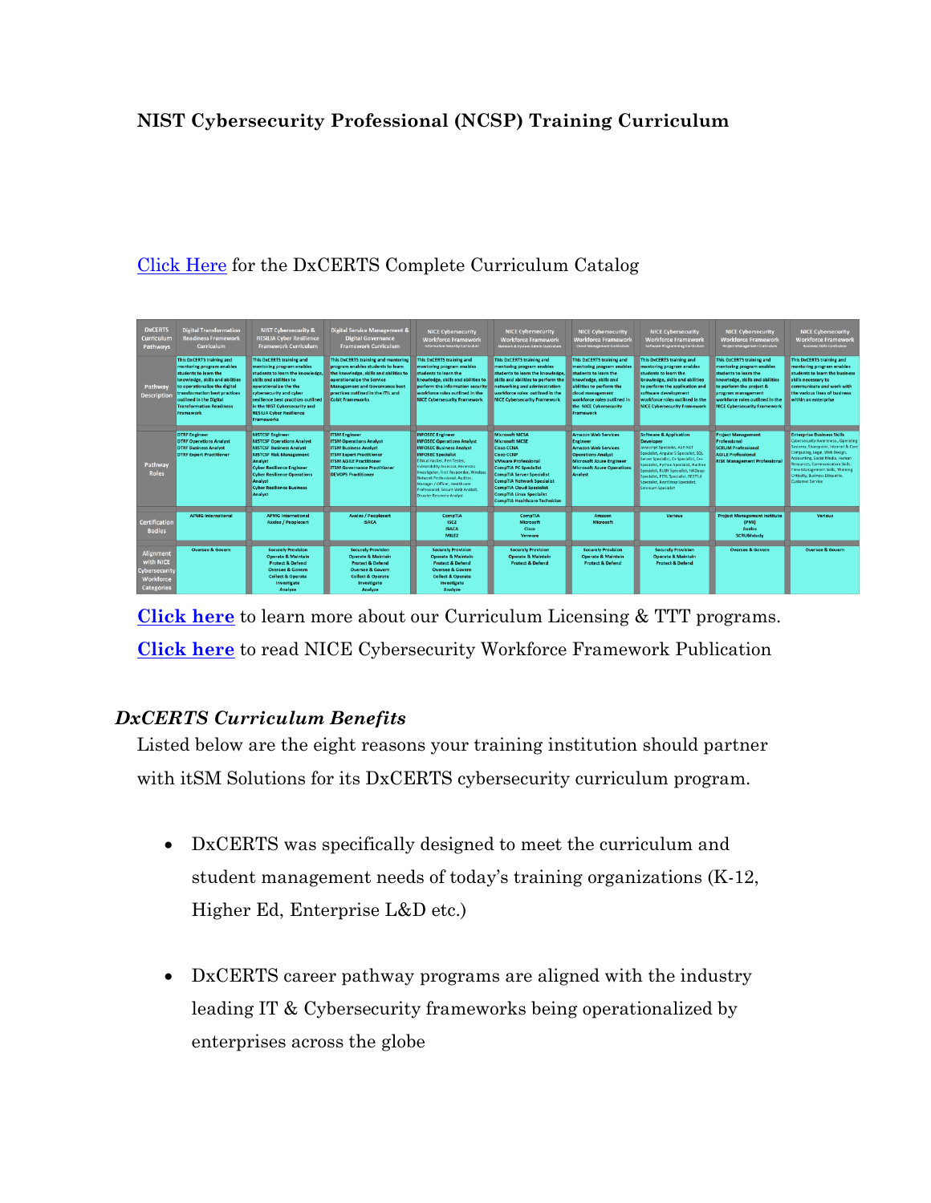**NIST Cybersecurity Professional (NCSP) Training Curriculum**

[Click Here](#) for the DxCERTS Complete Curriculum Catalog

| DxCERTS Curriculum Pathways | Digital Transformation Readiness Framework Curriculum | NIST Cybersecurity & RESILIA Cyber Resilience Framework Curriculum | Digital Service Management & Digital Governance Framework Curriculum | NICE Cybersecurity Workforce Framework<br>Information Security Curriculum | NICE Cybersecurity Workforce Framework<br>Network & System Admin Curriculum | NICE Cybersecurity Workforce Framework<br>Cloud Management Curriculum | NICE Cybersecurity Workforce Framework<br>Software Programming Curriculum | NICE Cybersecurity Workforce Framework<br>Project Management Curriculum | NICE Cybersecurity Workforce Framework<br>Business Skills Curriculum |
|---|---|---|---|---|---|---|---|---|---|
| Pathway Description | This DxCERTS training and mentoring program enables students to learn the knowledge, skills and abilities to operationalize the digital transformation best practices outlined in the Digital Transformation Readiness Framework | This DxCERTS training and mentoring program enables students to learn the knowledge, skills and abilities to operationalize the cybersecurity and cyber resilience best practices outlined in the NIST Cybersecurity and RESILIA Cyber Resilience Frameworks | This DxCERTS training and mentoring program enables students to learn the knowledge, skills and abilities to operationalize the Service Management and Governance best practices outlined in the ITIL and Cobit Frameworks | This DxCERTS training and mentoring program enables students to learn the knowledge, skills and abilities to perform the information security workforce roles outlined in the NICE Cybersecurity Framework | This DxCERTS training and mentoring program enables students to learn the knowledge, skills and abilities to perform the networking and administration workforce roles outlined in the NICE Cybersecurity Framework | This DxCERTS training and mentoring program enables students to learn the knowledge, skills and abilities to perform the cloud management workforce roles outlined in the NICE Cybersecurity Framework | This DxCERTS training and mentoring program enables students to learn the knowledge, skills and abilities to perform the application and software development workforce roles outlined in the NICE Cybersecurity Framework | This DxCERTS training and mentoring program enables students to learn the knowledge, skills and abilities to perform the project & program management workforce roles outlined in the NICE Cybersecurity Framework | This DxCERTS training and mentoring program enables students to learn the business skills necessary to communicate and work with the various lines of business within an enterprise |
| Pathway Roles | DTRF Engineer<br>DTRF Operations Analyst<br>DTRF Business Analyst<br>DTRF Expert Practitioner | NISTCSF Engineer<br>NISTCSF Operations Analyst<br>NISTCSF Business Analyst<br>NISTCSF Risk Management Analyst<br>Cyber Resilience Engineer<br>Cyber Resilience Operations Analyst<br>Cyber Resilience Business Analyst | ITSM Engineer<br>ITSM Operations Analyst<br>ITSM Business Analyst<br>ITSM Expert Practitioner<br>ITSM AGILE Practitioner<br>ITSM Governance Practitioner<br>DEVOPS Practitioner | INFOSEC Engineer<br>INFOSEC Operations Analyst<br>INFOSEC Business Analyst<br>INFOSEC Specialist<br>Ethical Hacker, Pen Tester, Vulnerability Assessor, Forensics Investigator, First Responder, Wireless Network Professional, Auditor, Manager / Officer, Healthcare Professional, Secure Web Analyst, Disaster Recovery Analyst | Microsoft MCSA<br>Microsoft MCSE<br>Cisco CCNA<br>Cisco CCNP<br>VMware Professional<br>CompTIA PC Specialist<br>CompTIA Server Specialist<br>CompTIA Network Specialist<br>CompTIA Cloud Specialist<br>CompTIA Linux Specialist<br>CompTIA Healthcare Technician | Amazon Web Services Engineer<br>Amazon Web Services Operations Analyst<br>Microsoft Azure Engineer<br>Microsoft Azure Operations Analyst | Software & Application Developer<br>Javascript Specialist, ASP.NET Specialist, Angular 5 Specialist, SQL Server Specialist, C# Specialist, C++ Specialist, Python Specialist, Kotlin Specialist, RUBY Specialist, HADoop Specialist, PERL Specialist, RESTful Specialist, Bootstrap Specialist, Selenium Specialist | Project Management Professional<br>SCRUM Professional<br>AGILE Professional<br>RISK Management Professional | Enterprise Business Skills<br>Cybersecurity Awareness, Operating Systems, Sharepoint, Internet & Core Computing, Legal, Web Design, Accounting, Social Media, Human Resources, Communication Skills, Time Management Skills, Thinking Critically, Business Etiquette, Customer Service |
| Certification Bodies | APMG International | APMG International<br>Axelos / Peoplecert | Axelos / Peoplecert<br>ISACA | CompTIA<br>ISC2<br>ISACA<br>MILE2 | CompTIA<br>Microsoft<br>Cisco<br>Vmware | Amazon<br>Microsoft | Various | Project Management Institute (PMI)<br>Axelos<br>SCRUMstudy | Various |
| Alignment with NICE Cybersecurity Workforce Categories | Oversee & Govern | Securely Provision<br>Operate & Maintain<br>Protect & Defend<br>Oversee & Govern<br>Collect & Operate<br>Investigate<br>Analyze | Securely Provision<br>Operate & Maintain<br>Protect & Defend<br>Oversee & Govern<br>Collect & Operate<br>Investigate<br>Analyze | Securely Provision<br>Operate & Maintain<br>Protect & Defend<br>Oversee & Govern<br>Collect & Operate<br>Investigate<br>Analyze | Securely Provision<br>Operate & Maintain<br>Protect & Defend | Securely Provision<br>Operate & Maintain<br>Protect & Defend | Securely Provision<br>Operate & Maintain<br>Protect & Defend | Oversee & Govern | Oversee & Govern |

**[Click here](#)** to learn more about our Curriculum Licensing & TTT programs.

**[Click here](#)** to read NICE Cybersecurity Workforce Framework Publication

### *DxCERTS Curriculum Benefits*

Listed below are the eight reasons your training institution should partner with itSM Solutions for its DxCERTS cybersecurity curriculum program.

- DxCERTS was specifically designed to meet the curriculum and student management needs of today's training organizations (K-12, Higher Ed, Enterprise L&D etc.)

- DxCERTS career pathway programs are aligned with the industry leading IT & Cybersecurity frameworks being operationalized by enterprises across the globe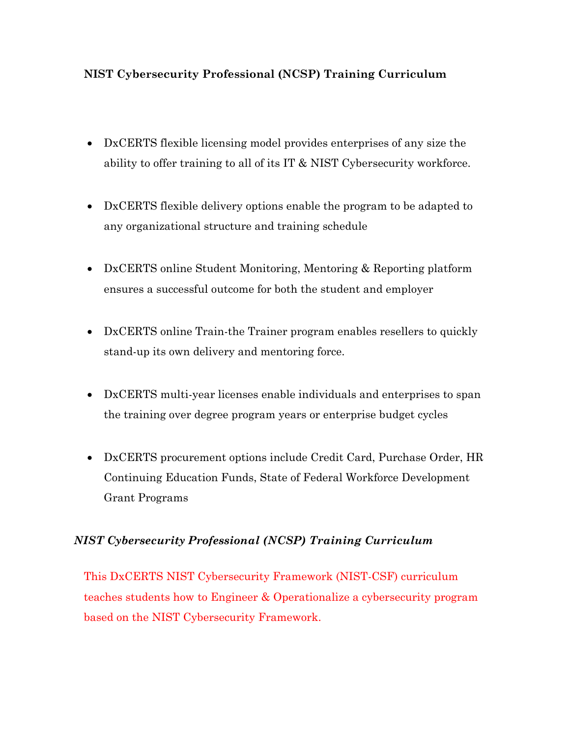**NIST Cybersecurity Professional (NCSP) Training Curriculum**

- DxCERTS flexible licensing model provides enterprises of any size the ability to offer training to all of its IT & NIST Cybersecurity workforce.
- DxCERTS flexible delivery options enable the program to be adapted to any organizational structure and training schedule
- DxCERTS online Student Monitoring, Mentoring & Reporting platform ensures a successful outcome for both the student and employer
- DxCERTS online Train-the Trainer program enables resellers to quickly stand-up its own delivery and mentoring force.
- DxCERTS multi-year licenses enable individuals and enterprises to span the training over degree program years or enterprise budget cycles
- DxCERTS procurement options include Credit Card, Purchase Order, HR Continuing Education Funds, State of Federal Workforce Development Grant Programs

***NIST Cybersecurity Professional (NCSP) Training Curriculum***

This DxCERTS NIST Cybersecurity Framework (NIST-CSF) curriculum teaches students how to Engineer & Operationalize a cybersecurity program based on the NIST Cybersecurity Framework.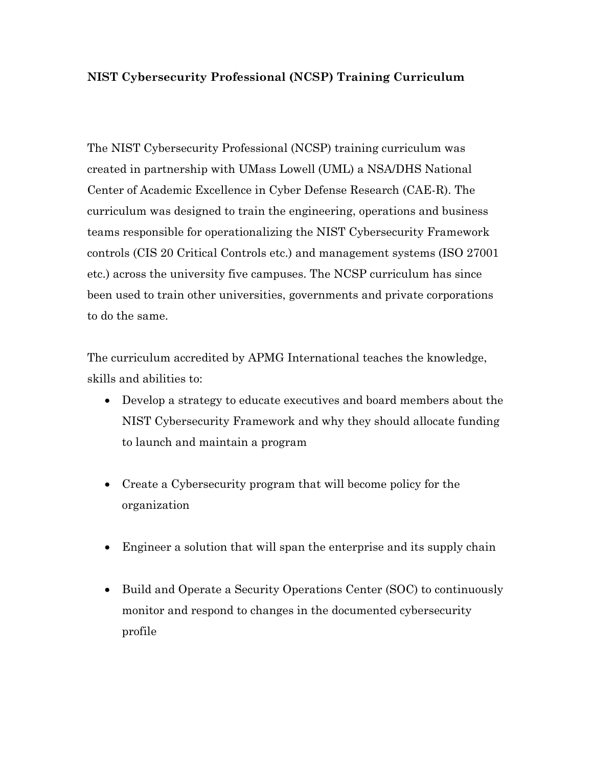**NIST Cybersecurity Professional (NCSP) Training Curriculum**

The NIST Cybersecurity Professional (NCSP) training curriculum was created in partnership with UMass Lowell (UML) a NSA/DHS National Center of Academic Excellence in Cyber Defense Research (CAE-R). The curriculum was designed to train the engineering, operations and business teams responsible for operationalizing the NIST Cybersecurity Framework controls (CIS 20 Critical Controls etc.) and management systems (ISO 27001 etc.) across the university five campuses. The NCSP curriculum has since been used to train other universities, governments and private corporations to do the same.

The curriculum accredited by APMG International teaches the knowledge, skills and abilities to:

- Develop a strategy to educate executives and board members about the NIST Cybersecurity Framework and why they should allocate funding to launch and maintain a program
- Create a Cybersecurity program that will become policy for the organization
- Engineer a solution that will span the enterprise and its supply chain
- Build and Operate a Security Operations Center (SOC) to continuously monitor and respond to changes in the documented cybersecurity profile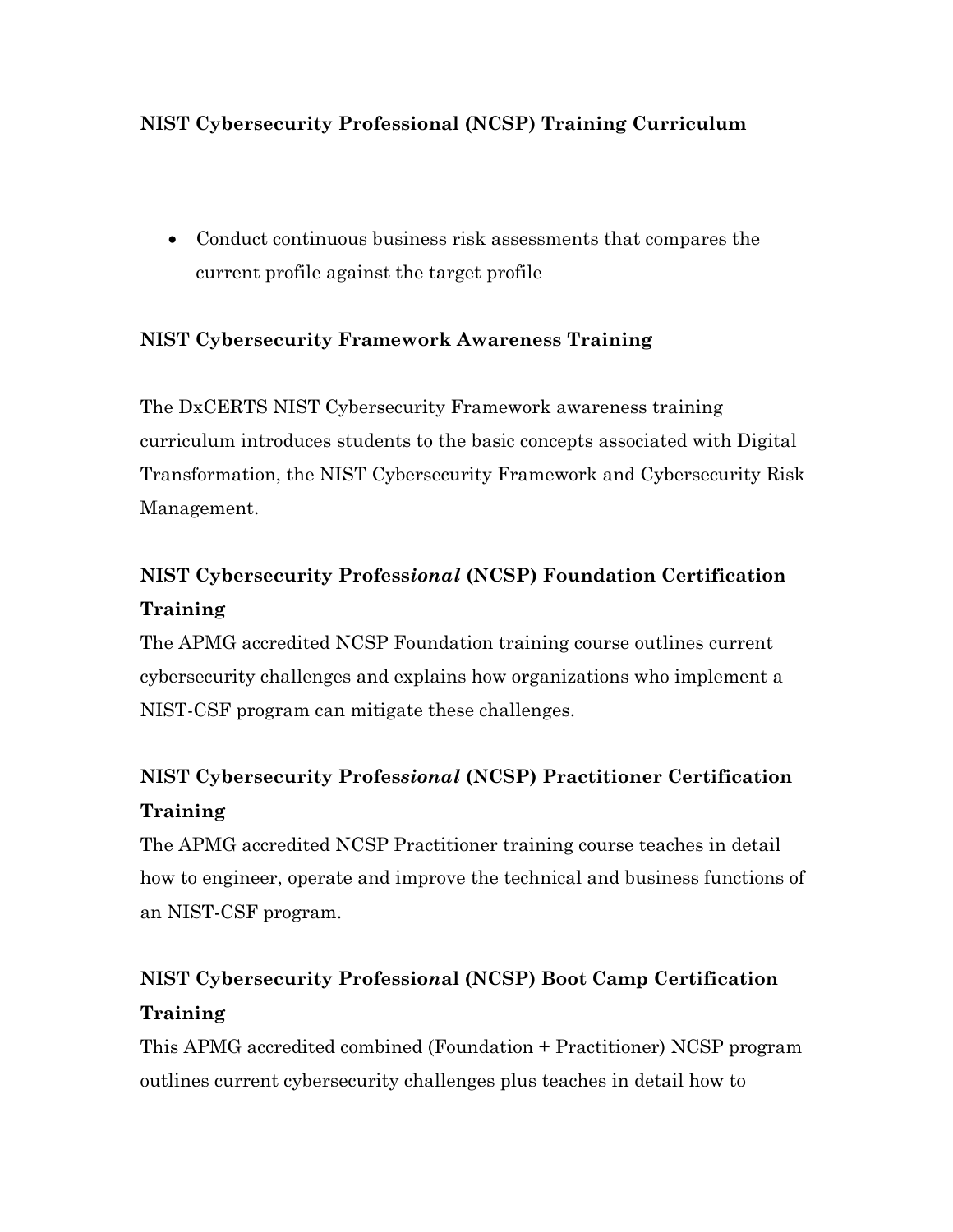**NIST Cybersecurity Professional (NCSP) Training Curriculum**

- Conduct continuous business risk assessments that compares the current profile against the target profile

**NIST Cybersecurity Framework Awareness Training**

The DxCERTS NIST Cybersecurity Framework awareness training curriculum introduces students to the basic concepts associated with Digital Transformation, the NIST Cybersecurity Framework and Cybersecurity Risk Management.

## NIST Cybersecurity Profess*ional* (NCSP) Foundation Certification Training

The APMG accredited NCSP Foundation training course outlines current cybersecurity challenges and explains how organizations who implement a NIST-CSF program can mitigate these challenges.

## NIST Cybersecurity Profess*ional* (NCSP) Practitioner Certification Training

The APMG accredited NCSP Practitioner training course teaches in detail how to engineer, operate and improve the technical and business functions of an NIST-CSF program.

## NIST Cybersecurity Professio*n*al (NCSP) Boot Camp Certification Training

This APMG accredited combined (Foundation + Practitioner) NCSP program outlines current cybersecurity challenges plus teaches in detail how to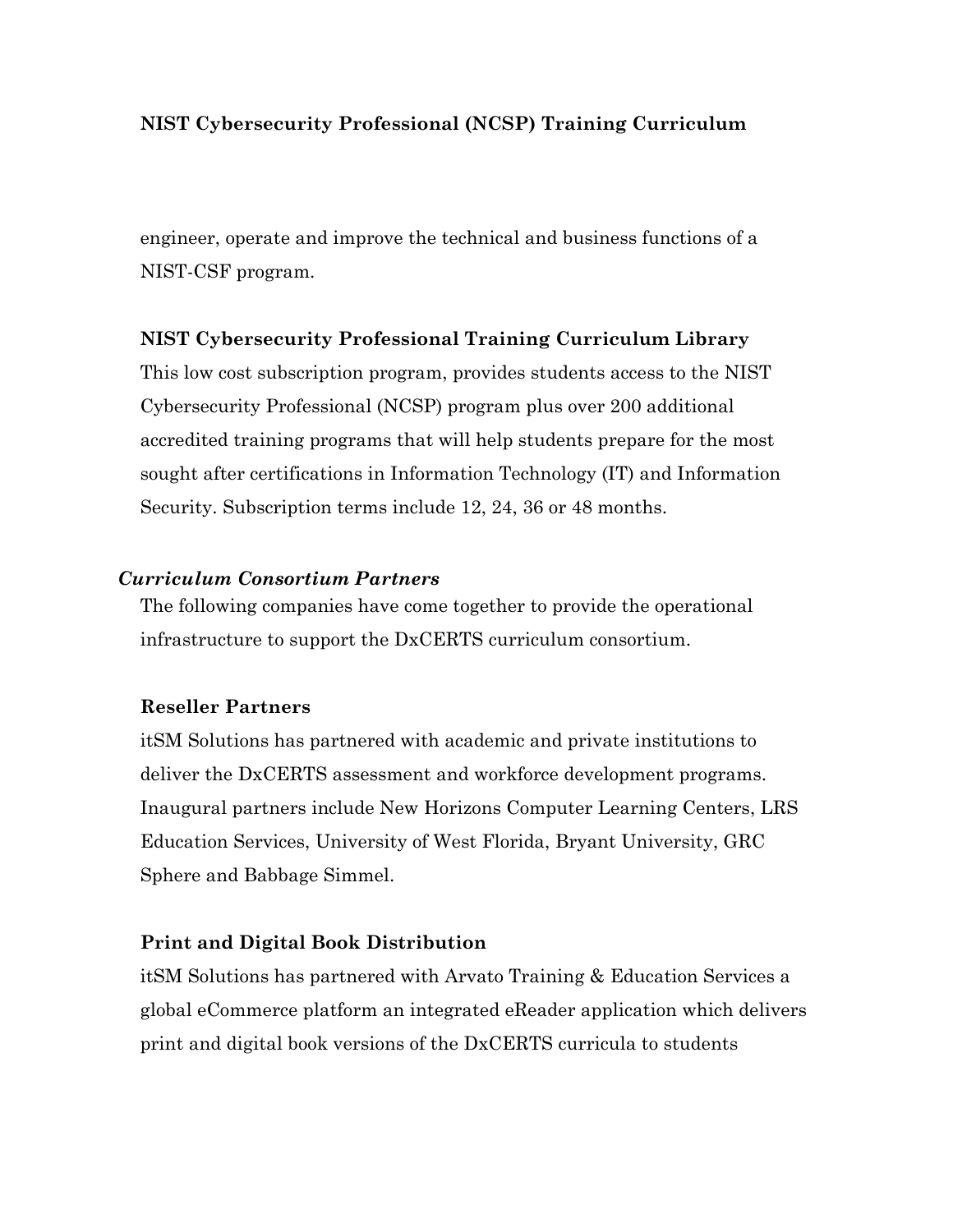engineer, operate and improve the technical and business functions of a NIST-CSF program.

**NIST Cybersecurity Professional Training Curriculum Library**

This low cost subscription program, provides students access to the NIST Cybersecurity Professional (NCSP) program plus over 200 additional accredited training programs that will help students prepare for the most sought after certifications in Information Technology (IT) and Information Security. Subscription terms include 12, 24, 36 or 48 months.

***Curriculum Consortium Partners***

The following companies have come together to provide the operational infrastructure to support the DxCERTS curriculum consortium.

**Reseller Partners**

itSM Solutions has partnered with academic and private institutions to deliver the DxCERTS assessment and workforce development programs. Inaugural partners include New Horizons Computer Learning Centers, LRS Education Services, University of West Florida, Bryant University, GRC Sphere and Babbage Simmel.

**Print and Digital Book Distribution**

itSM Solutions has partnered with Arvato Training & Education Services a global eCommerce platform an integrated eReader application which delivers print and digital book versions of the DxCERTS curricula to students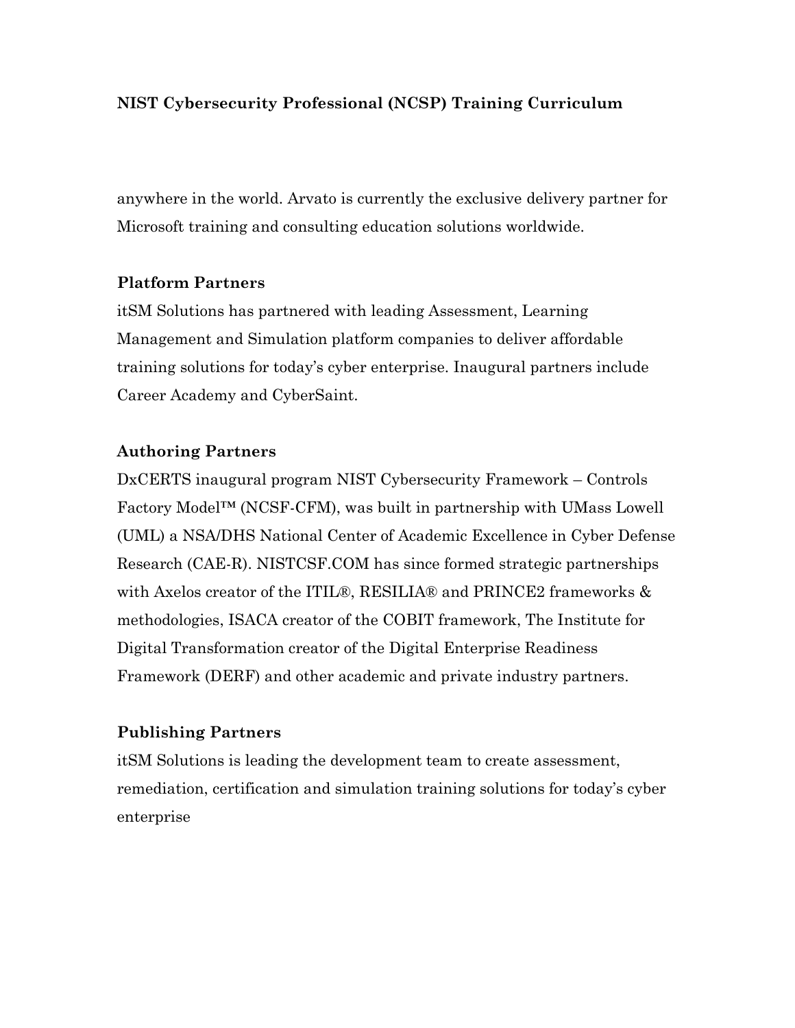anywhere in the world. Arvato is currently the exclusive delivery partner for Microsoft training and consulting education solutions worldwide.

**Platform Partners**

itSM Solutions has partnered with leading Assessment, Learning Management and Simulation platform companies to deliver affordable training solutions for today's cyber enterprise. Inaugural partners include Career Academy and CyberSaint.

**Authoring Partners**

DxCERTS inaugural program NIST Cybersecurity Framework – Controls Factory Model™ (NCSF-CFM), was built in partnership with UMass Lowell (UML) a NSA/DHS National Center of Academic Excellence in Cyber Defense Research (CAE-R). NISTCSF.COM has since formed strategic partnerships with Axelos creator of the ITIL®, RESILIA® and PRINCE2 frameworks & methodologies, ISACA creator of the COBIT framework, The Institute for Digital Transformation creator of the Digital Enterprise Readiness Framework (DERF) and other academic and private industry partners.

**Publishing Partners**

itSM Solutions is leading the development team to create assessment, remediation, certification and simulation training solutions for today's cyber enterprise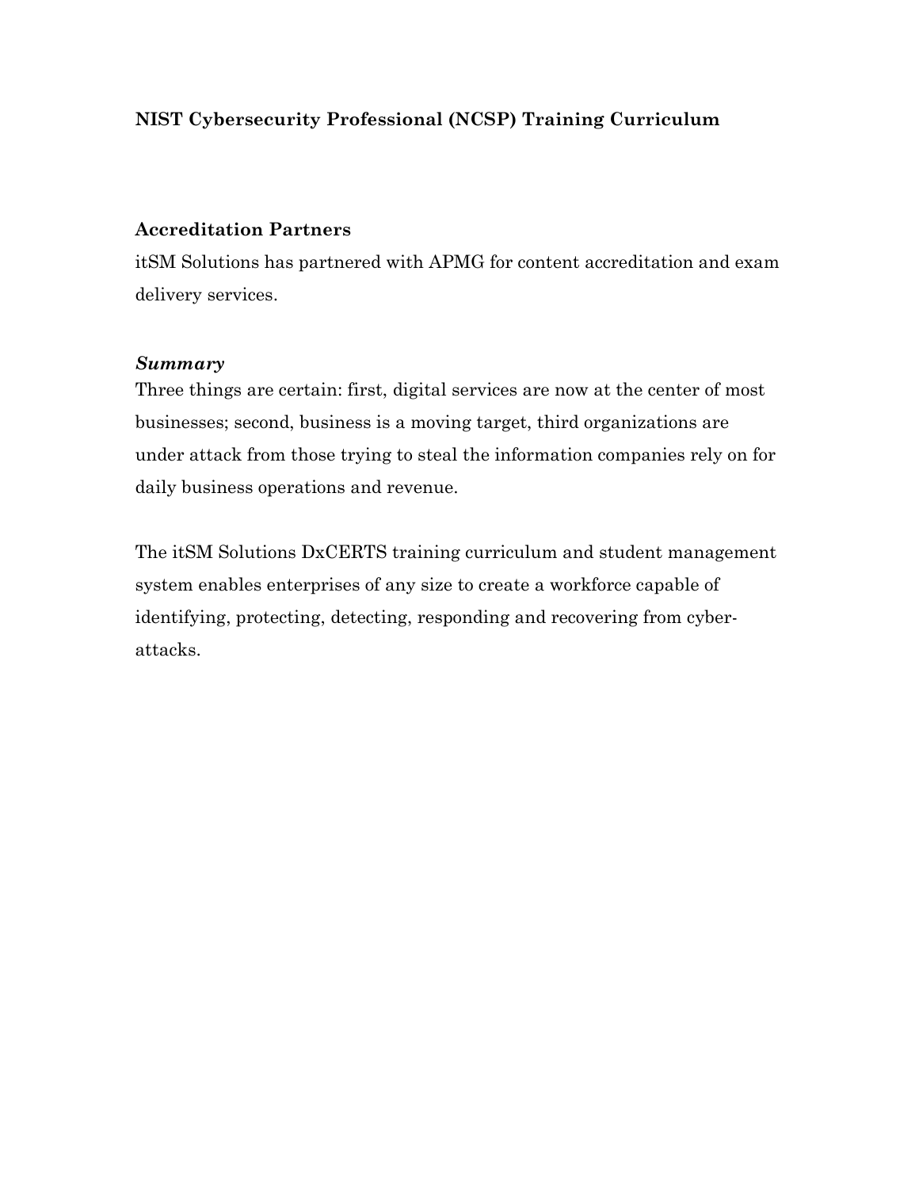**NIST Cybersecurity Professional (NCSP) Training Curriculum**

**Accreditation Partners**

itSM Solutions has partnered with APMG for content accreditation and exam delivery services.

***Summary***

Three things are certain: first, digital services are now at the center of most businesses; second, business is a moving target, third organizations are under attack from those trying to steal the information companies rely on for daily business operations and revenue.

The itSM Solutions DxCERTS training curriculum and student management system enables enterprises of any size to create a workforce capable of identifying, protecting, detecting, responding and recovering from cyber-attacks.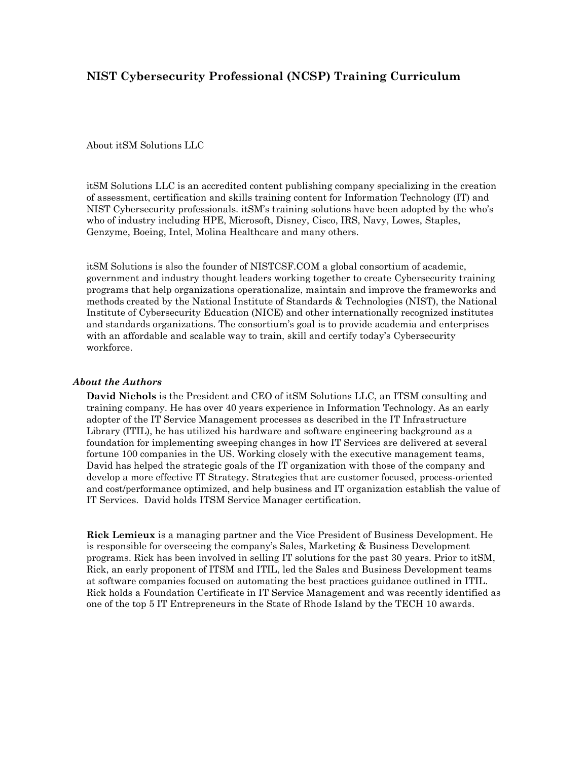## NIST Cybersecurity Professional (NCSP) Training Curriculum

About itSM Solutions LLC

itSM Solutions LLC is an accredited content publishing company specializing in the creation of assessment, certification and skills training content for Information Technology (IT) and NIST Cybersecurity professionals. itSM's training solutions have been adopted by the who's who of industry including HPE, Microsoft, Disney, Cisco, IRS, Navy, Lowes, Staples, Genzyme, Boeing, Intel, Molina Healthcare and many others.

itSM Solutions is also the founder of NISTCSF.COM a global consortium of academic, government and industry thought leaders working together to create Cybersecurity training programs that help organizations operationalize, maintain and improve the frameworks and methods created by the National Institute of Standards & Technologies (NIST), the National Institute of Cybersecurity Education (NICE) and other internationally recognized institutes and standards organizations. The consortium's goal is to provide academia and enterprises with an affordable and scalable way to train, skill and certify today's Cybersecurity workforce.

### *About the Authors*

**David Nichols** is the President and CEO of itSM Solutions LLC, an ITSM consulting and training company. He has over 40 years experience in Information Technology. As an early adopter of the IT Service Management processes as described in the IT Infrastructure Library (ITIL), he has utilized his hardware and software engineering background as a foundation for implementing sweeping changes in how IT Services are delivered at several fortune 100 companies in the US. Working closely with the executive management teams, David has helped the strategic goals of the IT organization with those of the company and develop a more effective IT Strategy. Strategies that are customer focused, process-oriented and cost/performance optimized, and help business and IT organization establish the value of IT Services. David holds ITSM Service Manager certification.

**Rick Lemieux** is a managing partner and the Vice President of Business Development. He is responsible for overseeing the company's Sales, Marketing & Business Development programs. Rick has been involved in selling IT solutions for the past 30 years. Prior to itSM, Rick, an early proponent of ITSM and ITIL, led the Sales and Business Development teams at software companies focused on automating the best practices guidance outlined in ITIL. Rick holds a Foundation Certificate in IT Service Management and was recently identified as one of the top 5 IT Entrepreneurs in the State of Rhode Island by the TECH 10 awards.